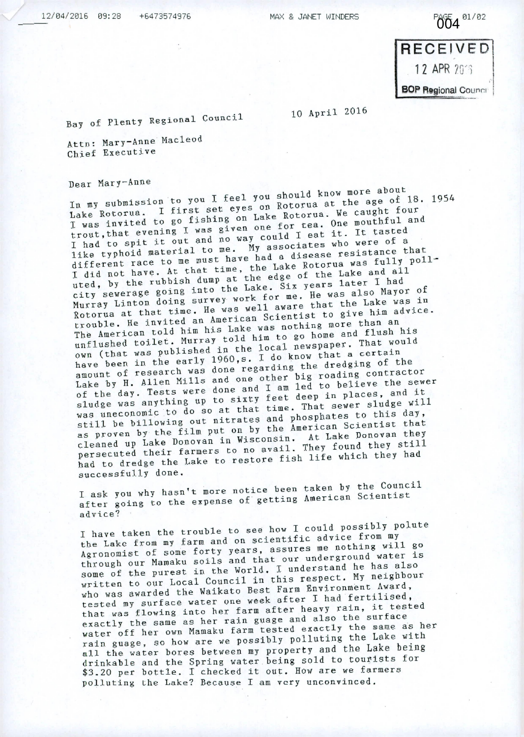Bay of Plenty Regional Council 10 April 2016

Attn: Mary-Anne Macleod
Chief Executive

Dear Mary-Anne

In my submission to you I feel you should know more about Lake Rotorua. I first set eyes on Rotorua at the age of 18. 1954 I was invited to go fishing on Lake Rotorua. We caught four trout, that evening I was given one for tea. One mouthful and I had to spit it out and no way could I eat it. It tasted like typhoid material to me. My associates who were of a different race to me must have had a disease resistance that I did not have. At that time, the Lake Rotorua was fully polluted, by the rubbish dump at the edge of the Lake and all city sewerage going into the Lake. Six years later I had Murray Linton doing survey work for me. He was also Mayor of Rotorua at that time. He was well aware that the Lake was in trouble. He invited an American Scientist to give him advice. The American told him his Lake was nothing more than an unflushed toilet. Murray told him to go home and flush his own (that was published in the local newspaper. That would have been in the early 1960,s. I do know that a certain amount of research was done regarding the dredging of the Lake by H. Allen Mills and one other big roading contractor of the day. Tests were done and I am led to believe the sewer sludge was anything up to sixty feet deep in places, and it was uneconomic to do so at that time. That sewer sludge will still be billowing out nitrates and phosphates to this day, as proven by the film put on by the American Scientist that cleaned up Lake Donovan in Wisconsin. At Lake Donovan they persecuted their farmers to no avail. They found they still had to dredge the Lake to restore fish life which they had successfully done.

I ask you why hasn't more notice been taken by the Council after going to the expense of getting American Scientist advice?

I have taken the trouble to see how I could possibly polute the Lake from my farm and on scientific advice from my Agronomist of some forty years, assures me nothing will go through our Mamaku soils and that our underground water is some of the purest in the World. I understand he has also written to our Local Council in this respect. My neighbour who was awarded the Waikato Best Farm Environment Award, tested my surface water one week after I had fertilised, that was flowing into her farm after heavy rain, it tested exactly the same as her rain guage and also the surface water off her own Mamaku farm tested exactly the same as her rain guage, so how are we possibly polluting the Lake with all the water bores between my property and the Lake being drinkable and the Spring water being sold to tourists for $3.20 per bottle. I checked it out. How are we farmers polluting the Lake? Because I am very unconvinced.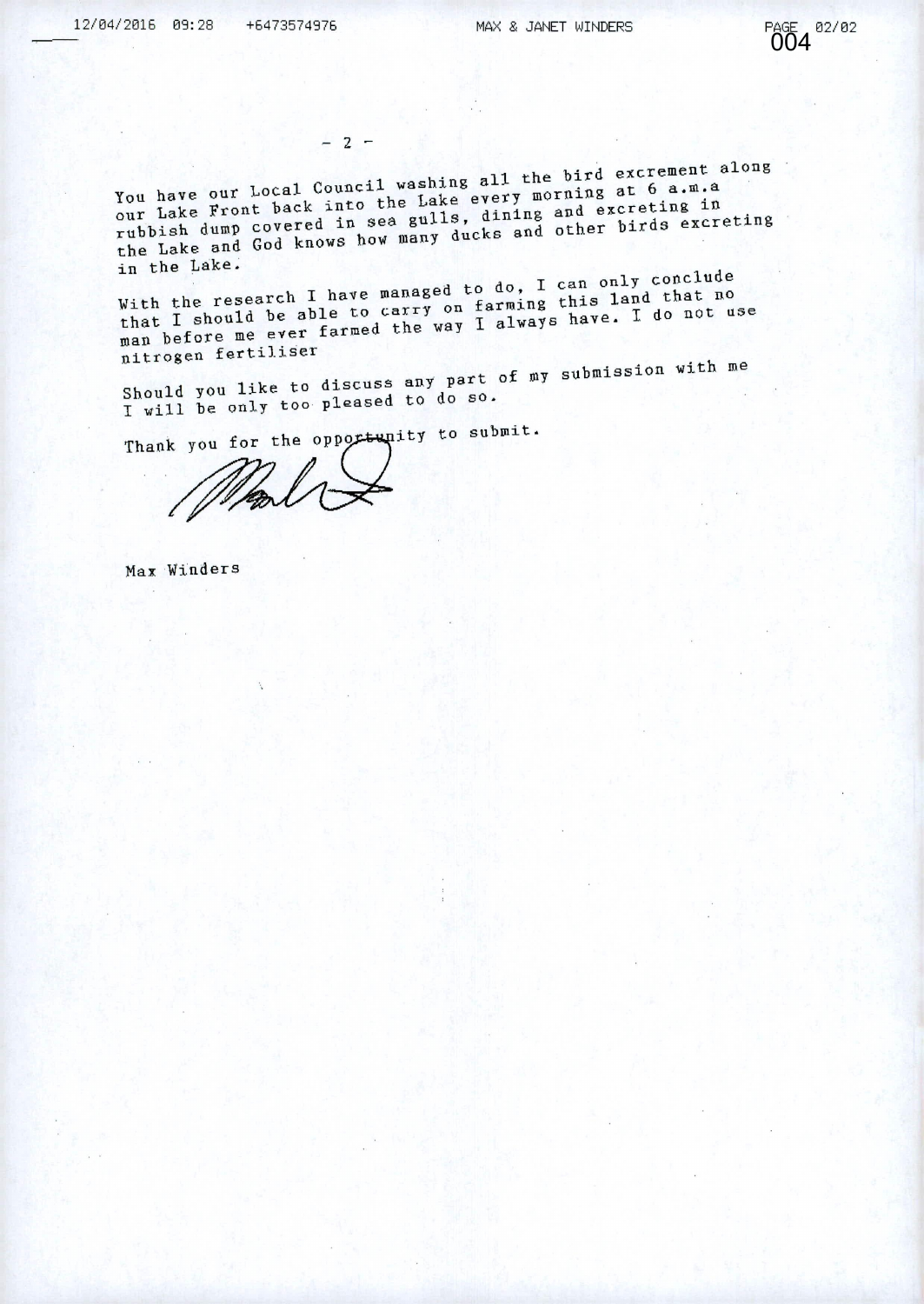- 2 -

You have our Local Council washing all the bird excrement along our Lake Front back into the Lake every morning at 6 a.m.a rubbish dump covered in sea gulls, dining and excreting in the Lake and God knows how many ducks and other birds excreting in the Lake.

With the research I have managed to do, I can only conclude that I should be able to carry on farming this land that no man before me ever farmed the way I always have. I do not use nitrogen fertiliser

Should you like to discuss any part of my submission with me I will be only too pleased to do so.

Thank you for the opportunity to submit.

Max Winders